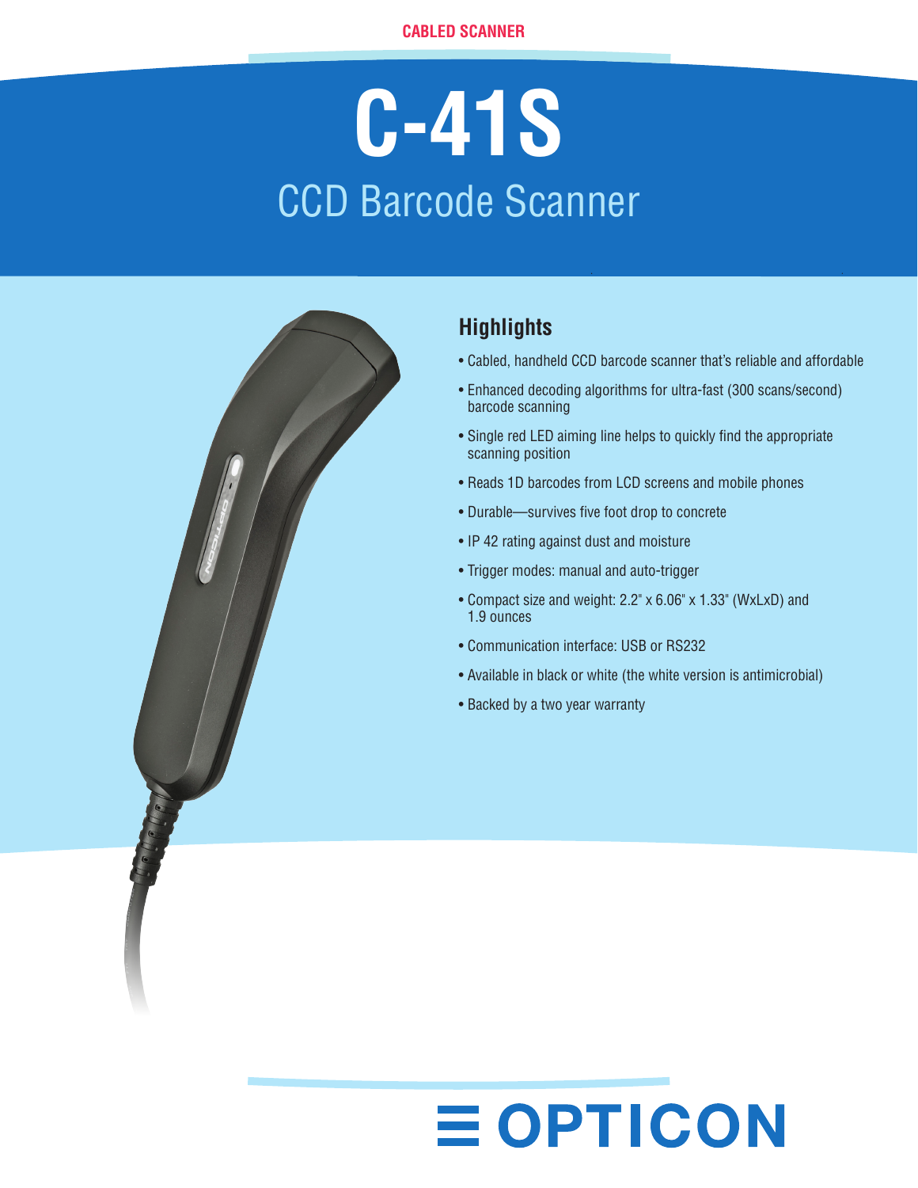CABLED SCANNER

# C-41S

## CCD Barcode Scanner

### Highlights

- Cabled, handheld CCD barcode scanner that's reliable and affordable
- Enhanced decoding algorithms for ultra-fast (300 scans/second) barcode scanning
- Single red LED aiming line helps to quickly find the appropriate scanning position
- Reads 1D barcodes from LCD screens and mobile phones
- Durable—survives five foot drop to concrete
- IP 42 rating against dust and moisture
- Trigger modes: manual and auto-trigger
- Compact size and weight: 2.2" x 6.06" x 1.33" (WxLxD) and 1.9 ounces
- Communication interface: USB or RS232
- Available in black or white (the white version is antimicrobial)
- Backed by a two year warranty

OPTICON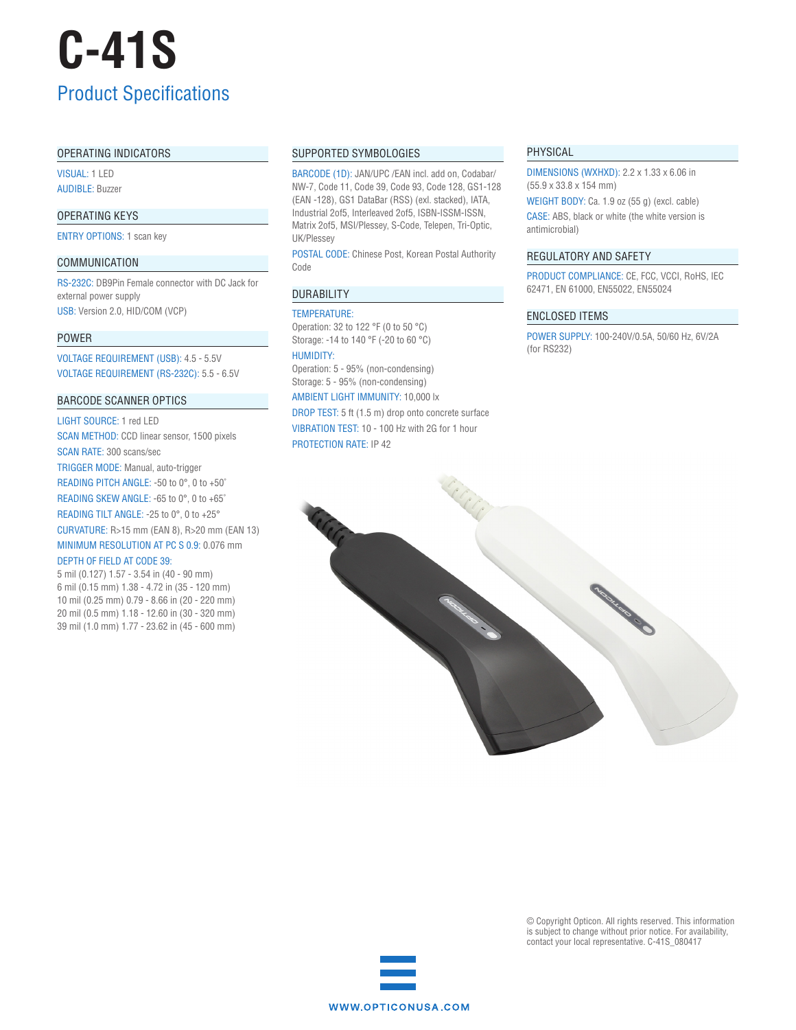# C-41S

## Product Specifications

### OPERATING INDICATORS

VISUAL: 1 LED
AUDIBLE: Buzzer

### OPERATING KEYS

ENTRY OPTIONS: 1 scan key

### COMMUNICATION

RS-232C: DB9Pin Female connector with DC Jack for external power supply
USB: Version 2.0, HID/COM (VCP)

### POWER

VOLTAGE REQUIREMENT (USB): 4.5 - 5.5V
VOLTAGE REQUIREMENT (RS-232C): 5.5 - 6.5V

### BARCODE SCANNER OPTICS

LIGHT SOURCE: 1 red LED
SCAN METHOD: CCD linear sensor, 1500 pixels
SCAN RATE: 300 scans/sec
TRIGGER MODE: Manual, auto-trigger
READING PITCH ANGLE: -50 to 0°, 0 to +50°
READING SKEW ANGLE: -65 to 0°, 0 to +65°
READING TILT ANGLE: -25 to 0°, 0 to +25°
CURVATURE: R>15 mm (EAN 8), R>20 mm (EAN 13)
MINIMUM RESOLUTION AT PC S 0.9: 0.076 mm
DEPTH OF FIELD AT CODE 39:
5 mil (0.127) 1.57 - 3.54 in (40 - 90 mm)
6 mil (0.15 mm) 1.38 - 4.72 in (35 - 120 mm)
10 mil (0.25 mm) 0.79 - 8.66 in (20 - 220 mm)
20 mil (0.5 mm) 1.18 - 12.60 in (30 - 320 mm)
39 mil (1.0 mm) 1.77 - 23.62 in (45 - 600 mm)

### SUPPORTED SYMBOLOGIES

BARCODE (1D): JAN/UPC /EAN incl. add on, Codabar/ NW-7, Code 11, Code 39, Code 93, Code 128, GS1-128 (EAN -128), GS1 DataBar (RSS) (exl. stacked), IATA, Industrial 2of5, Interleaved 2of5, ISBN-ISSM-ISSN, Matrix 2of5, MSI/Plessey, S-Code, Telepen, Tri-Optic, UK/Plessey
POSTAL CODE: Chinese Post, Korean Postal Authority Code

### DURABILITY

TEMPERATURE:
Operation: 32 to 122 °F (0 to 50 °C)
Storage: -14 to 140 °F (-20 to 60 °C)
HUMIDITY:
Operation: 5 - 95% (non-condensing)
Storage: 5 - 95% (non-condensing)
AMBIENT LIGHT IMMUNITY: 10,000 lx
DROP TEST: 5 ft (1.5 m) drop onto concrete surface
VIBRATION TEST: 10 - 100 Hz with 2G for 1 hour
PROTECTION RATE: IP 42

### PHYSICAL

DIMENSIONS (WXHXD): 2.2 x 1.33 x 6.06 in (55.9 x 33.8 x 154 mm)
WEIGHT BODY: Ca. 1.9 oz (55 g) (excl. cable)
CASE: ABS, black or white (the white version is antimicrobial)

### REGULATORY AND SAFETY

PRODUCT COMPLIANCE: CE, FCC, VCCI, RoHS, IEC 62471, EN 61000, EN55022, EN55024

### ENCLOSED ITEMS

POWER SUPPLY: 100-240V/0.5A, 50/60 Hz, 6V/2A (for RS232)

© Copyright Opticon. All rights reserved. This information is subject to change without prior notice. For availability, contact your local representative. C-41S_080417

WWW.OPTICONUSA.COM